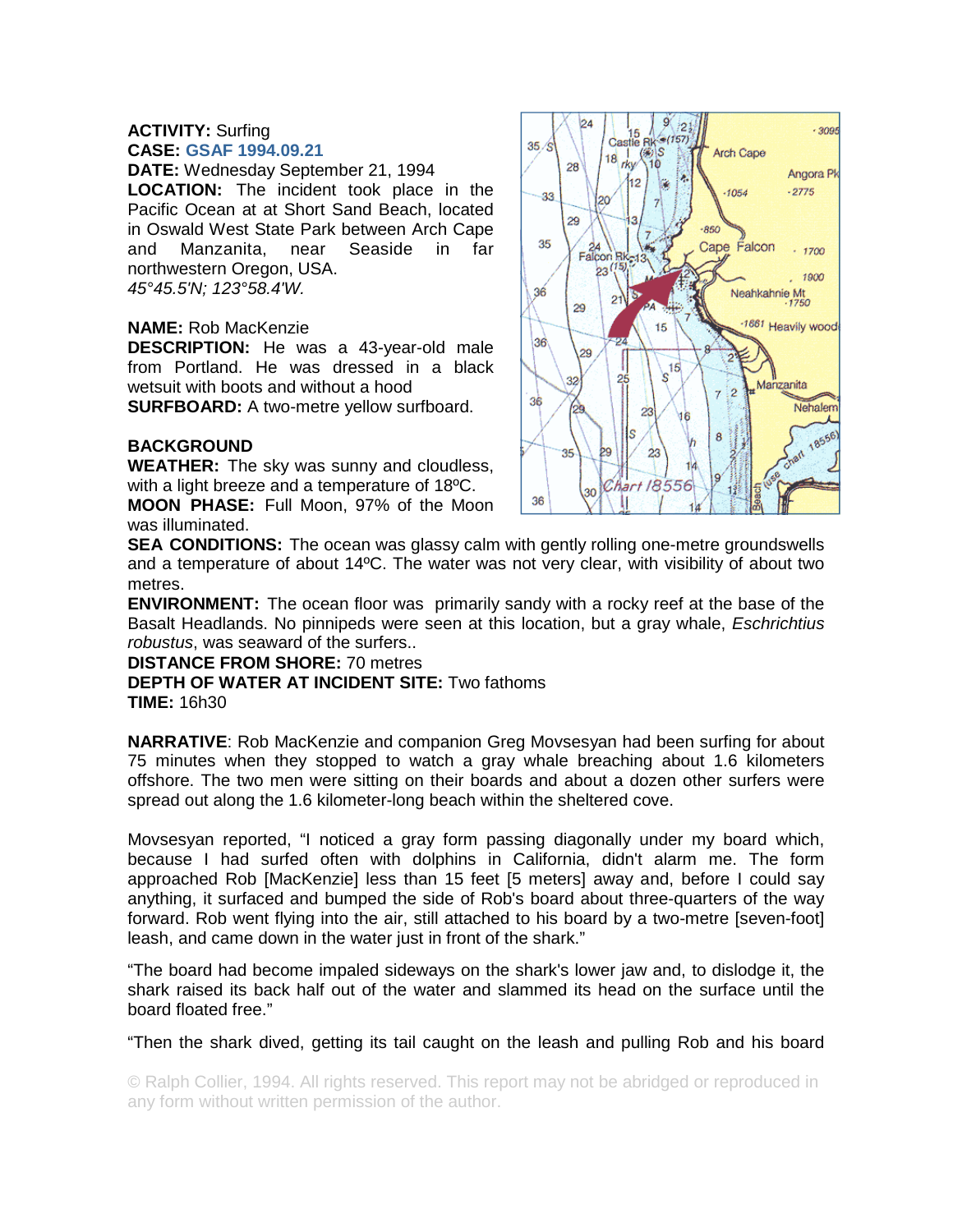**ACTIVITY:** Surfing
**CASE:** GSAF 1994.09.21
**DATE:** Wednesday September 21, 1994
**LOCATION:** The incident took place in the Pacific Ocean at at Short Sand Beach, located in Oswald West State Park between Arch Cape and Manzanita, near Seaside in far northwestern Oregon, USA.
*45°45.5'N; 123°58.4'W.*

**NAME:** Rob MacKenzie
**DESCRIPTION:** He was a 43-year-old male from Portland. He was dressed in a black wetsuit with boots and without a hood
**SURFBOARD:** A two-metre yellow surfboard.

**BACKGROUND**
**WEATHER:** The sky was sunny and cloudless, with a light breeze and a temperature of 18ºC.
**MOON PHASE:** Full Moon, 97% of the Moon was illuminated.
**SEA CONDITIONS:** The ocean was glassy calm with gently rolling one-metre groundswells and a temperature of about 14ºC. The water was not very clear, with visibility of about two metres.
**ENVIRONMENT:** The ocean floor was primarily sandy with a rocky reef at the base of the Basalt Headlands. No pinnipeds were seen at this location, but a gray whale, *Eschrichtius robustus*, was seaward of the surfers..
**DISTANCE FROM SHORE:** 70 metres
**DEPTH OF WATER AT INCIDENT SITE:** Two fathoms
**TIME:** 16h30

**NARRATIVE**: Rob MacKenzie and companion Greg Movsesyan had been surfing for about 75 minutes when they stopped to watch a gray whale breaching about 1.6 kilometers offshore. The two men were sitting on their boards and about a dozen other surfers were spread out along the 1.6 kilometer-long beach within the sheltered cove.

Movsesyan reported, "I noticed a gray form passing diagonally under my board which, because I had surfed often with dolphins in California, didn't alarm me. The form approached Rob [MacKenzie] less than 15 feet [5 meters] away and, before I could say anything, it surfaced and bumped the side of Rob's board about three-quarters of the way forward. Rob went flying into the air, still attached to his board by a two-metre [seven-foot] leash, and came down in the water just in front of the shark."

"The board had become impaled sideways on the shark's lower jaw and, to dislodge it, the shark raised its back half out of the water and slammed its head on the surface until the board floated free."

"Then the shark dived, getting its tail caught on the leash and pulling Rob and his board

© Ralph Collier, 1994. All rights reserved. This report may not be abridged or reproduced in any form without written permission of the author.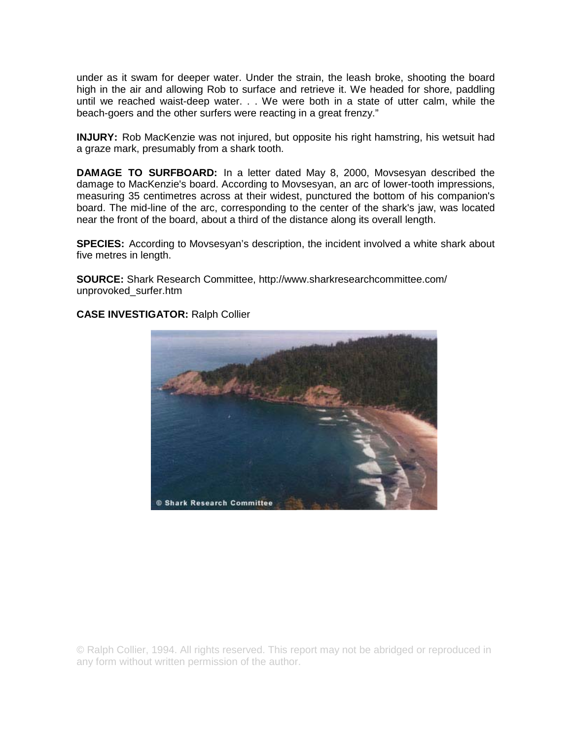under as it swam for deeper water. Under the strain, the leash broke, shooting the board high in the air and allowing Rob to surface and retrieve it. We headed for shore, paddling until we reached waist-deep water. . . We were both in a state of utter calm, while the beach-goers and the other surfers were reacting in a great frenzy."

**INJURY:** Rob MacKenzie was not injured, but opposite his right hamstring, his wetsuit had a graze mark, presumably from a shark tooth.

**DAMAGE TO SURFBOARD:** In a letter dated May 8, 2000, Movsesyan described the damage to MacKenzie's board. According to Movsesyan, an arc of lower-tooth impressions, measuring 35 centimetres across at their widest, punctured the bottom of his companion's board. The mid-line of the arc, corresponding to the center of the shark's jaw, was located near the front of the board, about a third of the distance along its overall length.

**SPECIES:** According to Movsesyan's description, the incident involved a white shark about five metres in length.

**SOURCE:** Shark Research Committee, http://www.sharkresearchcommittee.com/unprovoked_surfer.htm

**CASE INVESTIGATOR:** Ralph Collier

© Shark Research Committee

© Ralph Collier, 1994. All rights reserved. This report may not be abridged or reproduced in any form without written permission of the author.